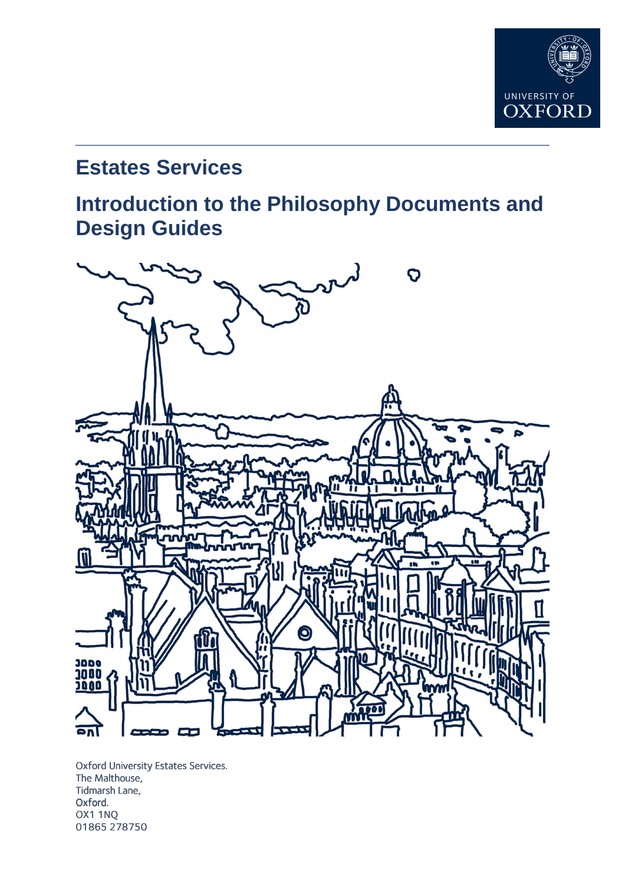UNIVERSITY OF OXFORD

## Estates Services

# Introduction to the Philosophy Documents and Design Guides

Oxford University Estates Services.
The Malthouse,
Tidmarsh Lane,
Oxford.
OX1 1NQ
01865 278750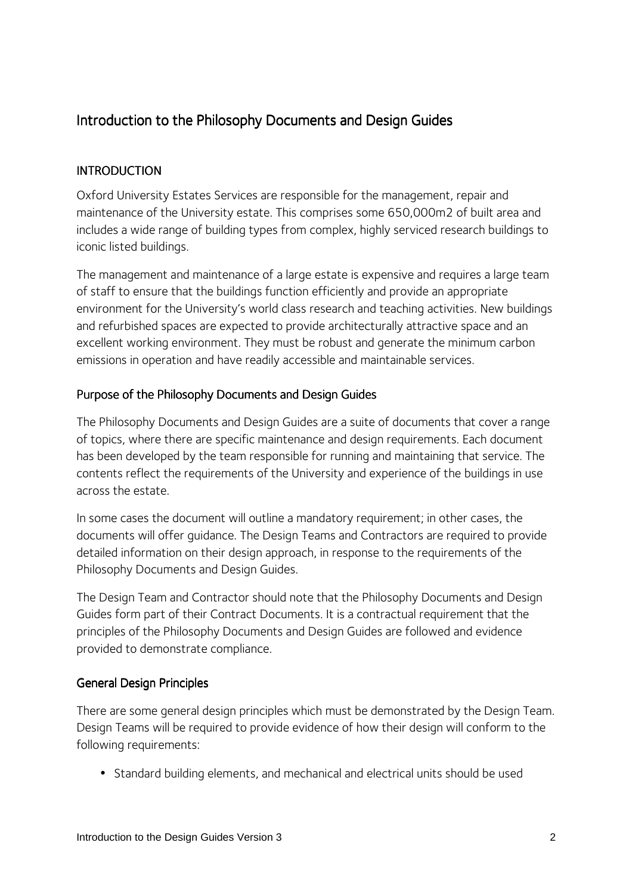# Introduction to the Philosophy Documents and Design Guides

## INTRODUCTION

Oxford University Estates Services are responsible for the management, repair and maintenance of the University estate. This comprises some 650,000m2 of built area and includes a wide range of building types from complex, highly serviced research buildings to iconic listed buildings.

The management and maintenance of a large estate is expensive and requires a large team of staff to ensure that the buildings function efficiently and provide an appropriate environment for the University's world class research and teaching activities. New buildings and refurbished spaces are expected to provide architecturally attractive space and an excellent working environment. They must be robust and generate the minimum carbon emissions in operation and have readily accessible and maintainable services.

### Purpose of the Philosophy Documents and Design Guides

The Philosophy Documents and Design Guides are a suite of documents that cover a range of topics, where there are specific maintenance and design requirements. Each document has been developed by the team responsible for running and maintaining that service. The contents reflect the requirements of the University and experience of the buildings in use across the estate.

In some cases the document will outline a mandatory requirement; in other cases, the documents will offer guidance. The Design Teams and Contractors are required to provide detailed information on their design approach, in response to the requirements of the Philosophy Documents and Design Guides.

The Design Team and Contractor should note that the Philosophy Documents and Design Guides form part of their Contract Documents. It is a contractual requirement that the principles of the Philosophy Documents and Design Guides are followed and evidence provided to demonstrate compliance.

### General Design Principles

There are some general design principles which must be demonstrated by the Design Team. Design Teams will be required to provide evidence of how their design will conform to the following requirements:

- Standard building elements, and mechanical and electrical units should be used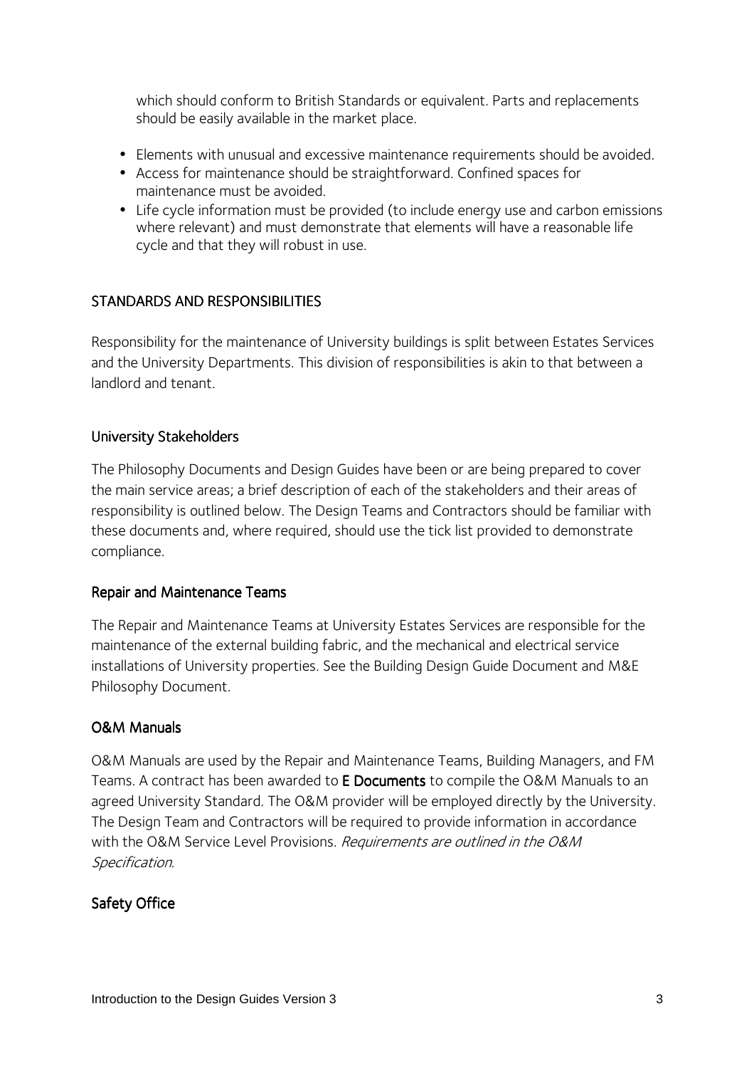which should conform to British Standards or equivalent. Parts and replacements should be easily available in the market place.

- Elements with unusual and excessive maintenance requirements should be avoided.
- Access for maintenance should be straightforward. Confined spaces for maintenance must be avoided.
- Life cycle information must be provided (to include energy use and carbon emissions where relevant) and must demonstrate that elements will have a reasonable life cycle and that they will robust in use.

## STANDARDS AND RESPONSIBILITIES

Responsibility for the maintenance of University buildings is split between Estates Services and the University Departments. This division of responsibilities is akin to that between a landlord and tenant.

### University Stakeholders

The Philosophy Documents and Design Guides have been or are being prepared to cover the main service areas; a brief description of each of the stakeholders and their areas of responsibility is outlined below. The Design Teams and Contractors should be familiar with these documents and, where required, should use the tick list provided to demonstrate compliance.

### Repair and Maintenance Teams

The Repair and Maintenance Teams at University Estates Services are responsible for the maintenance of the external building fabric, and the mechanical and electrical service installations of University properties. See the Building Design Guide Document and M&E Philosophy Document.

### O&M Manuals

O&M Manuals are used by the Repair and Maintenance Teams, Building Managers, and FM Teams. A contract has been awarded to **E Documents** to compile the O&M Manuals to an agreed University Standard. The O&M provider will be employed directly by the University. The Design Team and Contractors will be required to provide information in accordance with the O&M Service Level Provisions. *Requirements are outlined in the O&M Specification.*

### Safety Office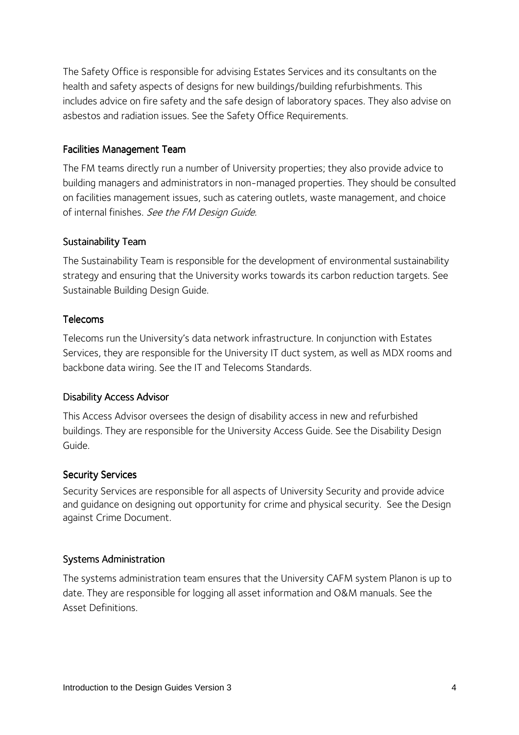The Safety Office is responsible for advising Estates Services and its consultants on the health and safety aspects of designs for new buildings/building refurbishments. This includes advice on fire safety and the safe design of laboratory spaces. They also advise on asbestos and radiation issues. See the Safety Office Requirements.

### Facilities Management Team

The FM teams directly run a number of University properties; they also provide advice to building managers and administrators in non-managed properties. They should be consulted on facilities management issues, such as catering outlets, waste management, and choice of internal finishes. *See the FM Design Guide.*

### Sustainability Team

The Sustainability Team is responsible for the development of environmental sustainability strategy and ensuring that the University works towards its carbon reduction targets. See Sustainable Building Design Guide.

### Telecoms

Telecoms run the University's data network infrastructure. In conjunction with Estates Services, they are responsible for the University IT duct system, as well as MDX rooms and backbone data wiring. See the IT and Telecoms Standards.

### Disability Access Advisor

This Access Advisor oversees the design of disability access in new and refurbished buildings. They are responsible for the University Access Guide. See the Disability Design Guide.

### Security Services

Security Services are responsible for all aspects of University Security and provide advice and guidance on designing out opportunity for crime and physical security. See the Design against Crime Document.

### Systems Administration

The systems administration team ensures that the University CAFM system Planon is up to date. They are responsible for logging all asset information and O&M manuals. See the Asset Definitions.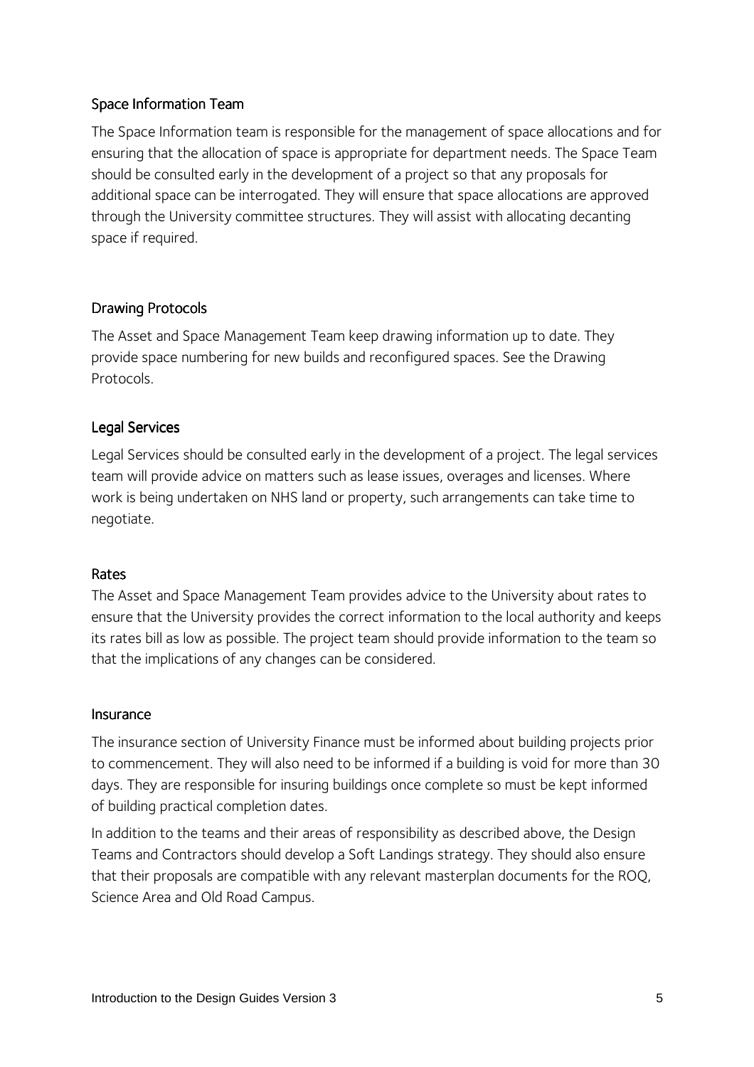## Space Information Team

The Space Information team is responsible for the management of space allocations and for ensuring that the allocation of space is appropriate for department needs. The Space Team should be consulted early in the development of a project so that any proposals for additional space can be interrogated. They will ensure that space allocations are approved through the University committee structures. They will assist with allocating decanting space if required.

## Drawing Protocols

The Asset and Space Management Team keep drawing information up to date. They provide space numbering for new builds and reconfigured spaces. See the Drawing Protocols.

## Legal Services

Legal Services should be consulted early in the development of a project. The legal services team will provide advice on matters such as lease issues, overages and licenses. Where work is being undertaken on NHS land or property, such arrangements can take time to negotiate.

## Rates

The Asset and Space Management Team provides advice to the University about rates to ensure that the University provides the correct information to the local authority and keeps its rates bill as low as possible. The project team should provide information to the team so that the implications of any changes can be considered.

## Insurance

The insurance section of University Finance must be informed about building projects prior to commencement. They will also need to be informed if a building is void for more than 30 days. They are responsible for insuring buildings once complete so must be kept informed of building practical completion dates.

In addition to the teams and their areas of responsibility as described above, the Design Teams and Contractors should develop a Soft Landings strategy. They should also ensure that their proposals are compatible with any relevant masterplan documents for the ROQ, Science Area and Old Road Campus.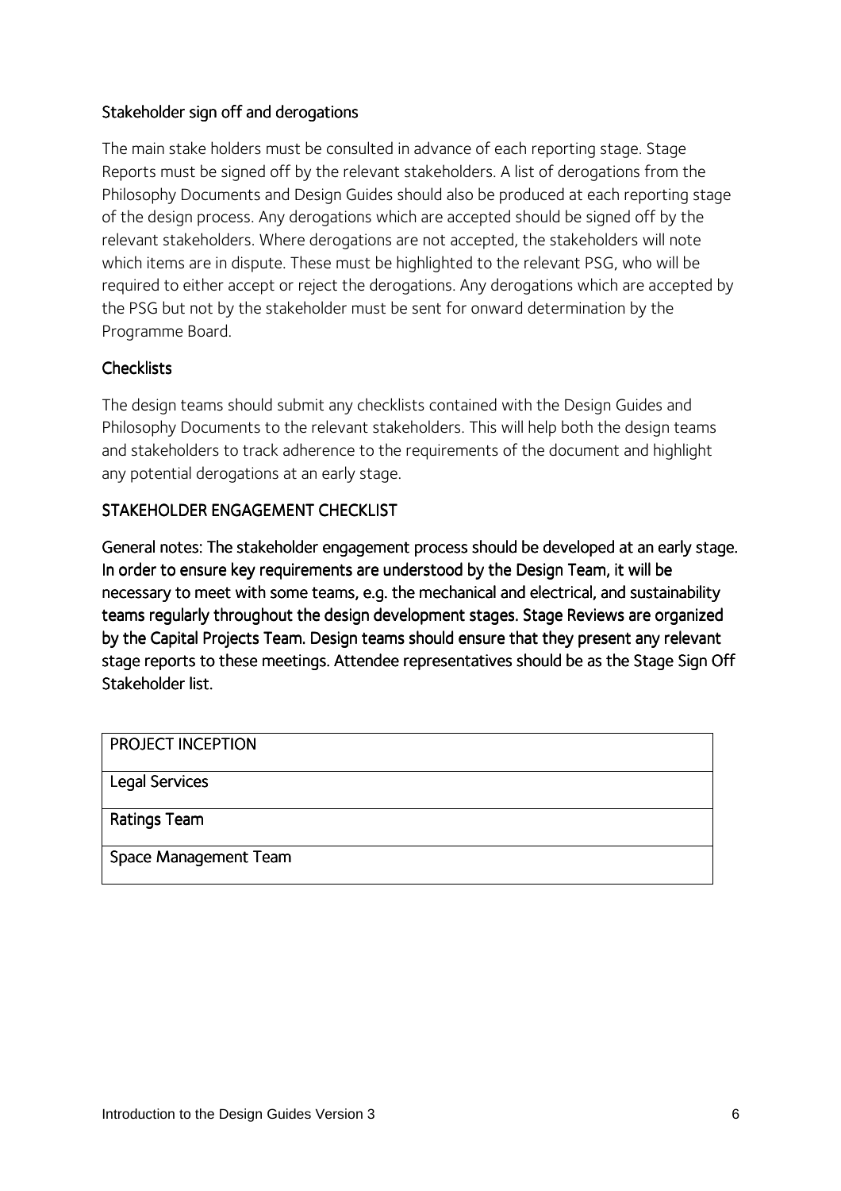### Stakeholder sign off and derogations

The main stake holders must be consulted in advance of each reporting stage. Stage Reports must be signed off by the relevant stakeholders. A list of derogations from the Philosophy Documents and Design Guides should also be produced at each reporting stage of the design process. Any derogations which are accepted should be signed off by the relevant stakeholders. Where derogations are not accepted, the stakeholders will note which items are in dispute. These must be highlighted to the relevant PSG, who will be required to either accept or reject the derogations. Any derogations which are accepted by the PSG but not by the stakeholder must be sent for onward determination by the Programme Board.

### Checklists

The design teams should submit any checklists contained with the Design Guides and Philosophy Documents to the relevant stakeholders. This will help both the design teams and stakeholders to track adherence to the requirements of the document and highlight any potential derogations at an early stage.

### STAKEHOLDER ENGAGEMENT CHECKLIST

General notes: The stakeholder engagement process should be developed at an early stage. In order to ensure key requirements are understood by the Design Team, it will be necessary to meet with some teams, e.g. the mechanical and electrical, and sustainability teams regularly throughout the design development stages. Stage Reviews are organized by the Capital Projects Team. Design teams should ensure that they present any relevant stage reports to these meetings. Attendee representatives should be as the Stage Sign Off Stakeholder list.

| PROJECT INCEPTION |
| --- |
| Legal Services |
| Ratings Team |
| Space Management Team |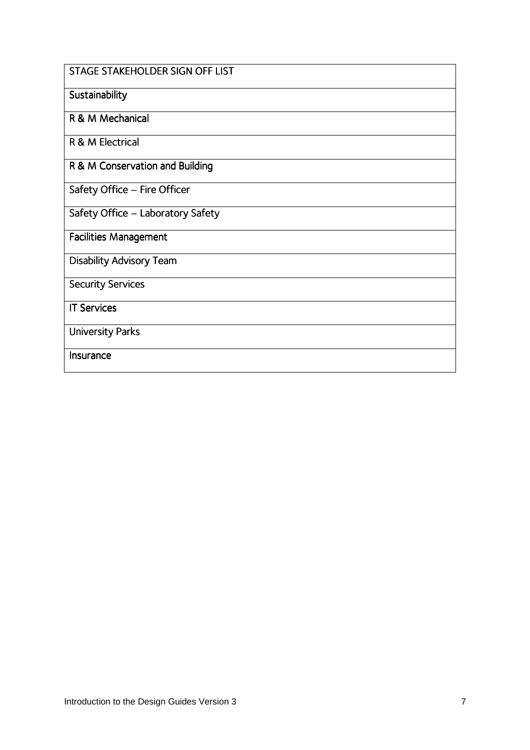| STAGE STAKEHOLDER SIGN OFF LIST |
| --- |
| Sustainability |
| R & M Mechanical |
| R & M Electrical |
| R & M Conservation and Building |
| Safety Office – Fire Officer |
| Safety Office – Laboratory Safety |
| Facilities Management |
| Disability Advisory Team |
| Security Services |
| IT Services |
| University Parks |
| Insurance |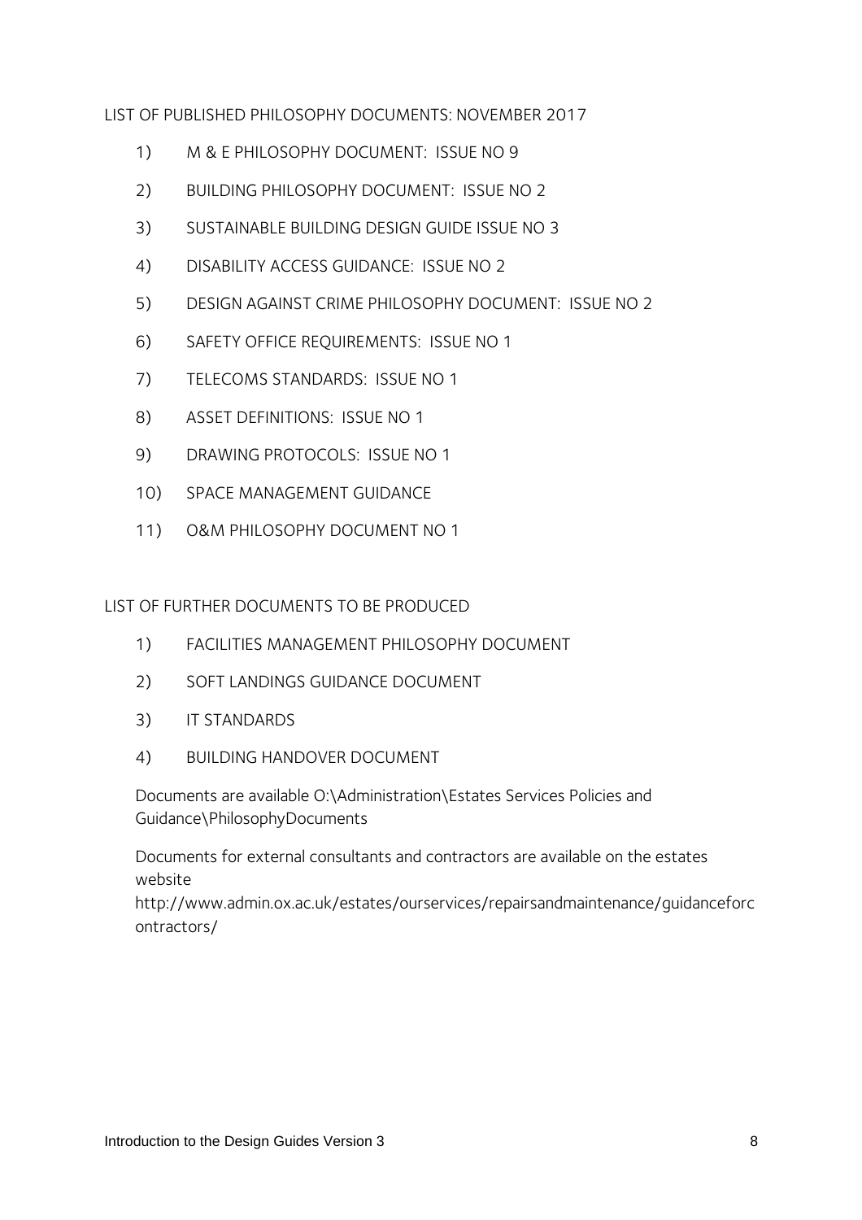LIST OF PUBLISHED PHILOSOPHY DOCUMENTS: NOVEMBER 2017

1) M & E PHILOSOPHY DOCUMENT: ISSUE NO 9
2) BUILDING PHILOSOPHY DOCUMENT: ISSUE NO 2
3) SUSTAINABLE BUILDING DESIGN GUIDE ISSUE NO 3
4) DISABILITY ACCESS GUIDANCE: ISSUE NO 2
5) DESIGN AGAINST CRIME PHILOSOPHY DOCUMENT: ISSUE NO 2
6) SAFETY OFFICE REQUIREMENTS: ISSUE NO 1
7) TELECOMS STANDARDS: ISSUE NO 1
8) ASSET DEFINITIONS: ISSUE NO 1
9) DRAWING PROTOCOLS: ISSUE NO 1
10) SPACE MANAGEMENT GUIDANCE
11) O&M PHILOSOPHY DOCUMENT NO 1

LIST OF FURTHER DOCUMENTS TO BE PRODUCED

1) FACILITIES MANAGEMENT PHILOSOPHY DOCUMENT
2) SOFT LANDINGS GUIDANCE DOCUMENT
3) IT STANDARDS
4) BUILDING HANDOVER DOCUMENT

Documents are available O:\Administration\Estates Services Policies and Guidance\PhilosophyDocuments

Documents for external consultants and contractors are available on the estates website http://www.admin.ox.ac.uk/estates/ourservices/repairsandmaintenance/guidanceforcontractors/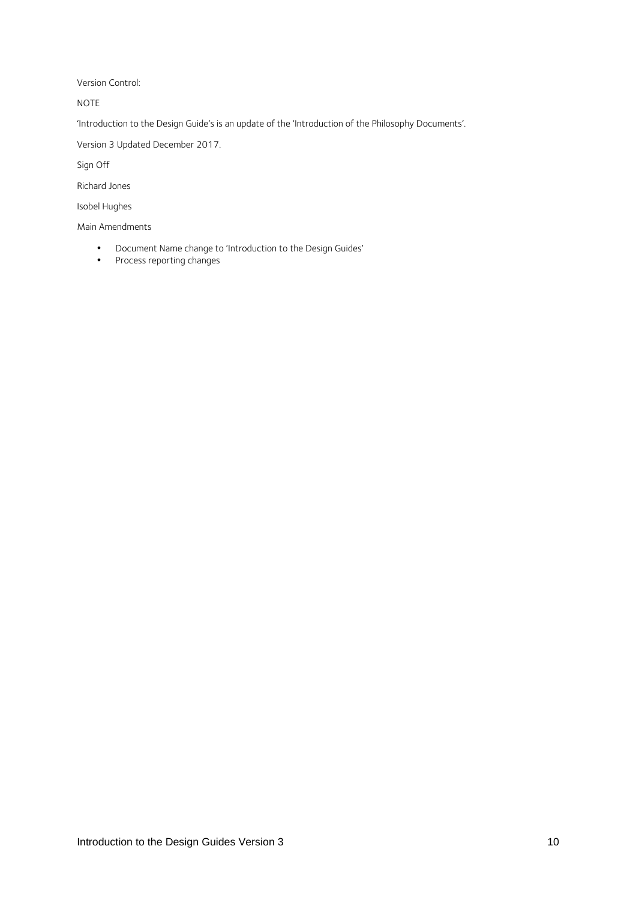Version Control:

NOTE

'Introduction to the Design Guide's is an update of the 'Introduction of the Philosophy Documents'.

Version 3 Updated December 2017.

Sign Off

Richard Jones

Isobel Hughes

Main Amendments

- Document Name change to 'Introduction to the Design Guides'
- Process reporting changes